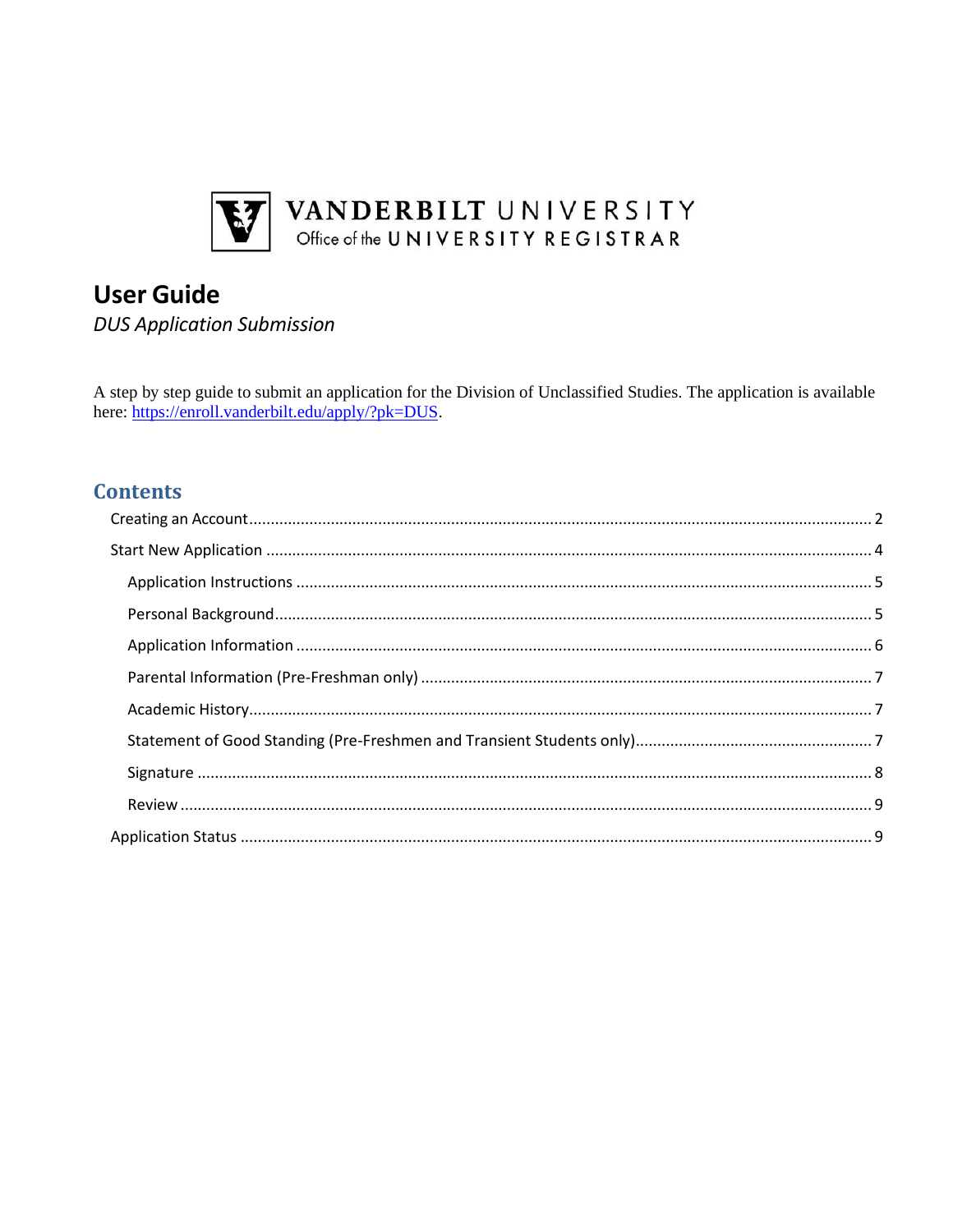VANDERBILT UNIVERSITY
Office of the UNIVERSITY REGISTRAR

# User Guide

*DUS Application Submission*

A step by step guide to submit an application for the Division of Unclassified Studies. The application is available here: [https://enroll.vanderbilt.edu/apply/?pk=DUS](https://enroll.vanderbilt.edu/apply/?pk=DUS).

## Contents

- Creating an Account ........ 2
- Start New Application ........ 4
  - Application Instructions ........ 5
  - Personal Background ........ 5
  - Application Information ........ 6
  - Parental Information (Pre-Freshman only) ........ 7
  - Academic History ........ 7
  - Statement of Good Standing (Pre-Freshmen and Transient Students only) ........ 7
  - Signature ........ 8
  - Review ........ 9
- Application Status ........ 9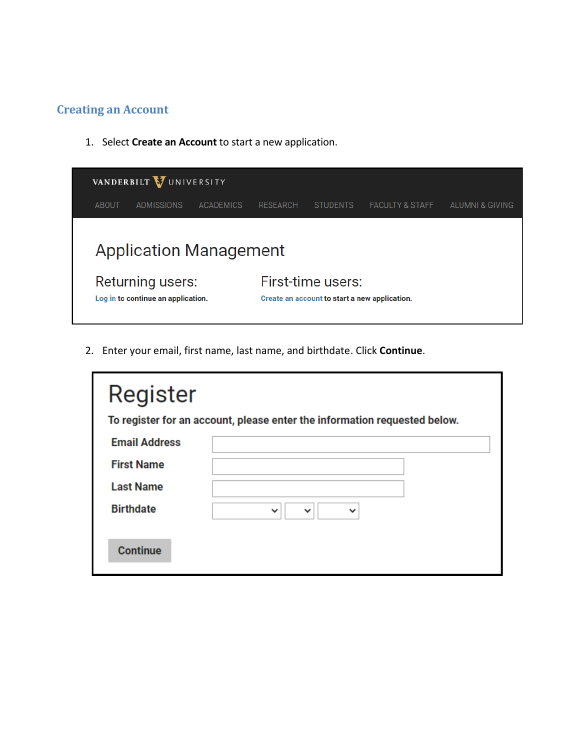## Creating an Account

1. Select **Create an Account** to start a new application.

VANDERBILT UNIVERSITY

ABOUT ADMISSIONS ACADEMICS RESEARCH STUDENTS FACULTY & STAFF ALUMNI & GIVING

Application Management

Returning users:
Log in to continue an application.

First-time users:
Create an account to start a new application.

2. Enter your email, first name, last name, and birthdate. Click **Continue**.

Register

**To register for an account, please enter the information requested below.**

**Email Address**

**First Name**

**Last Name**

**Birthdate**

Continue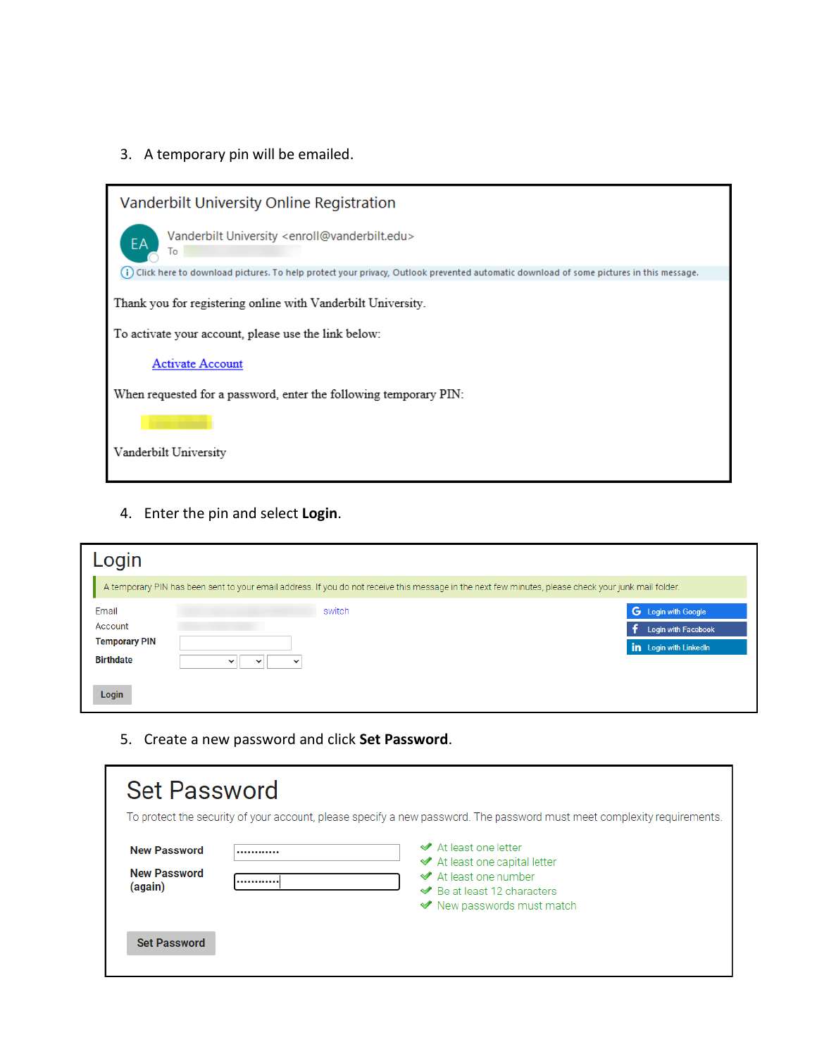3. A temporary pin will be emailed.

Vanderbilt University Online Registration

EA Vanderbilt University <enroll@vanderbilt.edu>
To

Click here to download pictures. To help protect your privacy, Outlook prevented automatic download of some pictures in this message.

Thank you for registering online with Vanderbilt University.

To activate your account, please use the link below:

Activate Account

When requested for a password, enter the following temporary PIN:

Vanderbilt University

4. Enter the pin and select **Login**.

Login

A temporary PIN has been sent to your email address. If you do not receive this message in the next few minutes, please check your junk mail folder.

Email switch

Account

**Temporary PIN**

**Birthdate**

Login with Google

Login with Facebook

Login with LinkedIn

Login

5. Create a new password and click **Set Password**.

Set Password

To protect the security of your account, please specify a new password. The password must meet complexity requirements.

**New Password**

**New Password (again)**

- At least one letter
- At least one capital letter
- At least one number
- Be at least 12 characters
- New passwords must match

Set Password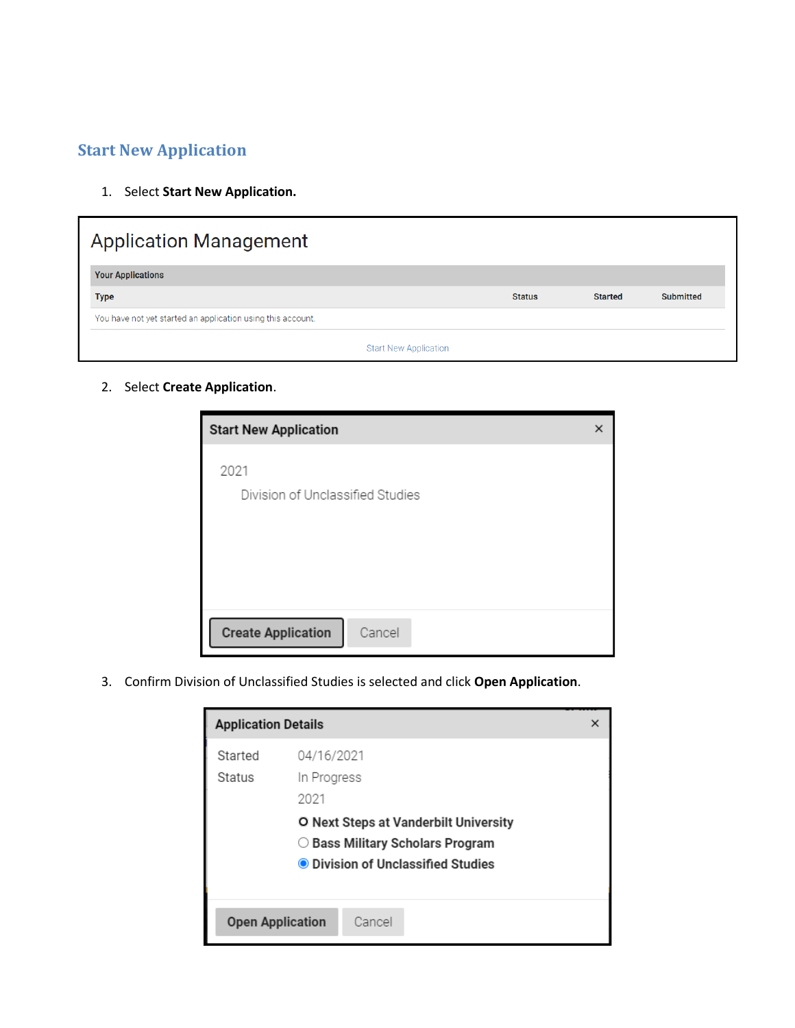## Start New Application

1. Select **Start New Application.**

Application Management

| Your Applications | | | |
|---|---|---|---|
| Type | Status | Started | Submitted |
| You have not yet started an application using this account. | | | |

Start New Application

2. Select **Create Application**.

**Start New Application** ×

2021

Division of Unclassified Studies

Create Application | Cancel

3. Confirm Division of Unclassified Studies is selected and click **Open Application**.

**Application Details** ×

Started 04/16/2021

Status In Progress

2021

- Next Steps at Vanderbilt University
- Bass Military Scholars Program
- Division of Unclassified Studies

Open Application | Cancel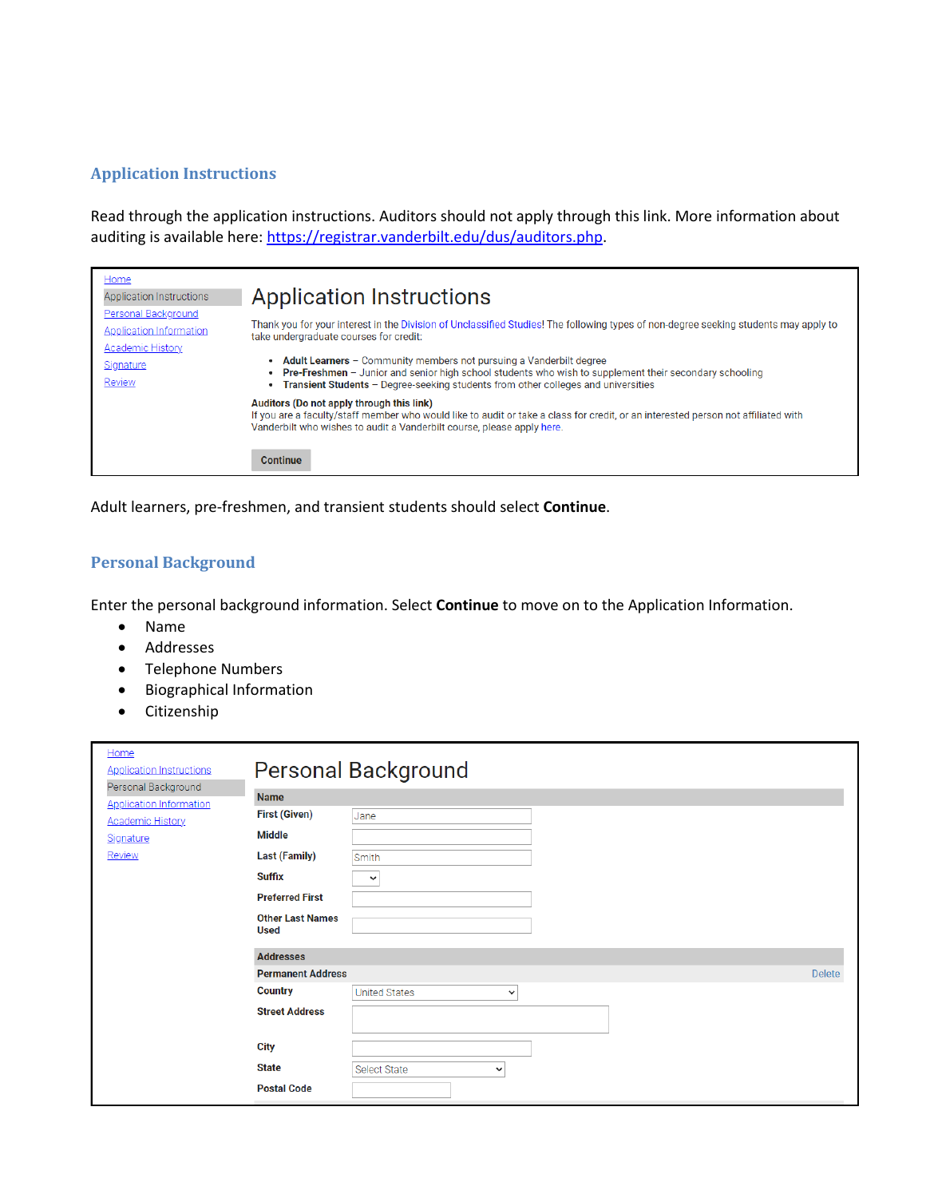## Application Instructions

Read through the application instructions. Auditors should not apply through this link. More information about auditing is available here: https://registrar.vanderbilt.edu/dus/auditors.php.

Home
Application Instructions
Personal Background
Application Information
Academic History
Signature
Review

# Application Instructions

Thank you for your interest in the Division of Unclassified Studies! The following types of non-degree seeking students may apply to take undergraduate courses for credit:

- **Adult Learners** – Community members not pursuing a Vanderbilt degree
- **Pre-Freshmen** – Junior and senior high school students who wish to supplement their secondary schooling
- **Transient Students** – Degree-seeking students from other colleges and universities

**Auditors (Do not apply through this link)**
If you are a faculty/staff member who would like to audit or take a class for credit, or an interested person not affiliated with Vanderbilt who wishes to audit a Vanderbilt course, please apply here.

Continue

Adult learners, pre-freshmen, and transient students should select **Continue**.

## Personal Background

Enter the personal background information. Select **Continue** to move on to the Application Information.

- Name
- Addresses
- Telephone Numbers
- Biographical Information
- Citizenship

Home
Application Instructions
Personal Background
Application Information
Academic History
Signature
Review

# Personal Background

**Name**

| Field | Value |
| --- | --- |
| First (Given) | Jane |
| Middle | |
| Last (Family) | Smith |
| Suffix | |
| Preferred First | |
| Other Last Names Used | |

**Addresses**

**Permanent Address** Delete

| Field | Value |
| --- | --- |
| Country | United States |
| Street Address | |
| City | |
| State | Select State |
| Postal Code | |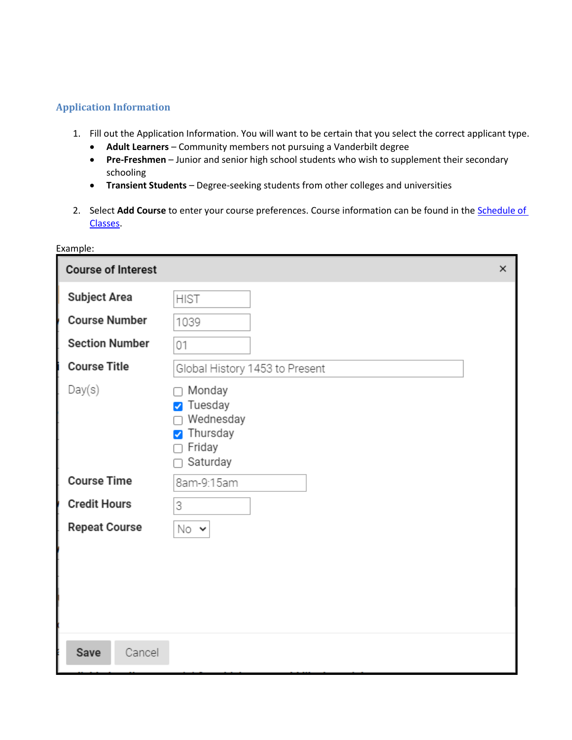## Application Information

1. Fill out the Application Information. You will want to be certain that you select the correct applicant type.
   - **Adult Learners** – Community members not pursuing a Vanderbilt degree
   - **Pre-Freshmen** – Junior and senior high school students who wish to supplement their secondary schooling
   - **Transient Students** – Degree-seeking students from other colleges and universities

2. Select **Add Course** to enter your course preferences. Course information can be found in the [Schedule of Classes](#).

Example:

**Course of Interest** ×

| | |
|---|---|
| **Subject Area** | HIST |
| **Course Number** | 1039 |
| **Section Number** | 01 |
| **Course Title** | Global History 1453 to Present |
| Day(s) | ☐ Monday<br>☑ Tuesday<br>☐ Wednesday<br>☑ Thursday<br>☐ Friday<br>☐ Saturday |
| **Course Time** | 8am-9:15am |
| **Credit Hours** | 3 |
| **Repeat Course** | No |

**Save** Cancel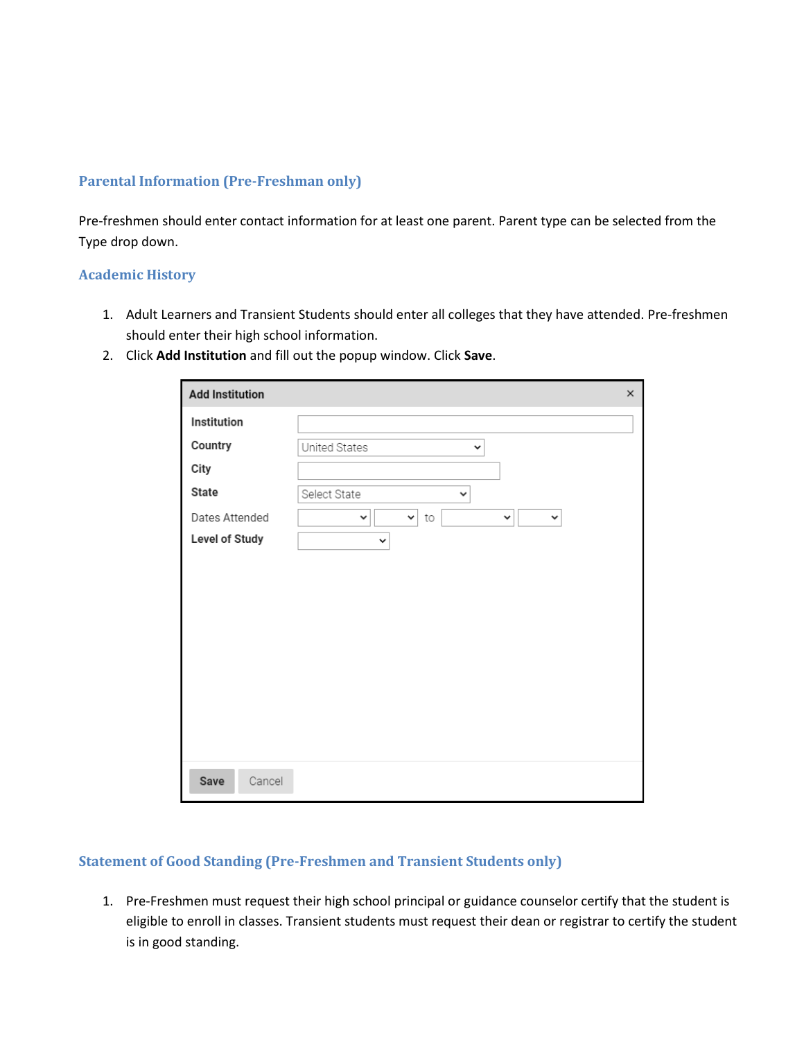## Parental Information (Pre-Freshman only)

Pre-freshmen should enter contact information for at least one parent. Parent type can be selected from the Type drop down.

## Academic History

1. Adult Learners and Transient Students should enter all colleges that they have attended. Pre-freshmen should enter their high school information.
2. Click **Add Institution** and fill out the popup window. Click **Save**.

## Statement of Good Standing (Pre-Freshmen and Transient Students only)

1. Pre-Freshmen must request their high school principal or guidance counselor certify that the student is eligible to enroll in classes. Transient students must request their dean or registrar to certify the student is in good standing.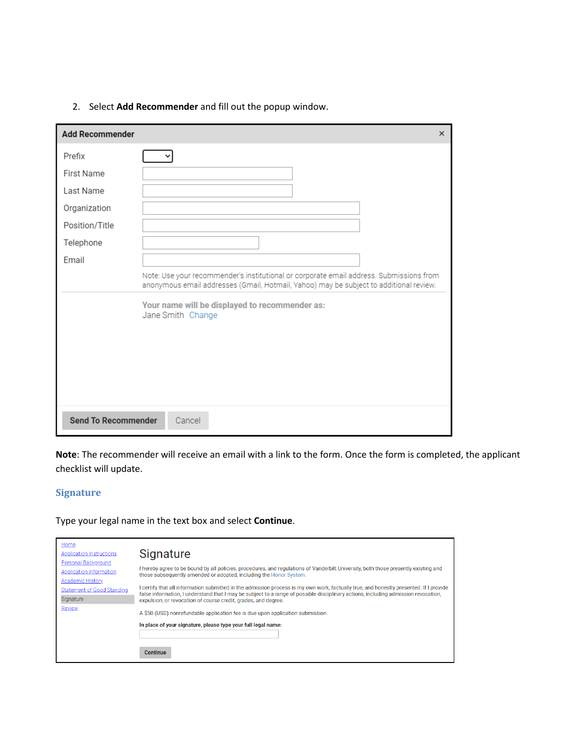2. Select **Add Recommender** and fill out the popup window.

**Add Recommender**

| | |
|---|---|
| Prefix | |
| First Name | |
| Last Name | |
| Organization | |
| Position/Title | |
| Telephone | |
| Email | |

Note: Use your recommender's institutional or corporate email address. Submissions from anonymous email addresses (Gmail, Hotmail, Yahoo) may be subject to additional review.

**Your name will be displayed to recommender as:**
Jane Smith Change

Send To Recommender Cancel

**Note**: The recommender will receive an email with a link to the form. Once the form is completed, the applicant checklist will update.

## Signature

Type your legal name in the text box and select **Continue**.

- Home
- Application Instructions
- Personal Background
- Application Information
- Academic History
- Statement of Good Standing
- Signature
- Review

### Signature

I hereby agree to be bound by all policies, procedures, and regulations of Vanderbilt University, both those presently existing and those subsequently amended or adopted, including the Honor System.

I certify that all information submitted in the admission process is my own work, factually true, and honestly presented. If I provide false information, I understand that I may be subject to a range of possible disciplinary actions, including admission revocation, expulsion, or revocation of course credit, grades, and degree.

A $50 (USD) nonrefundable application fee is due upon application submission.

**In place of your signature, please type your full legal name:**

Continue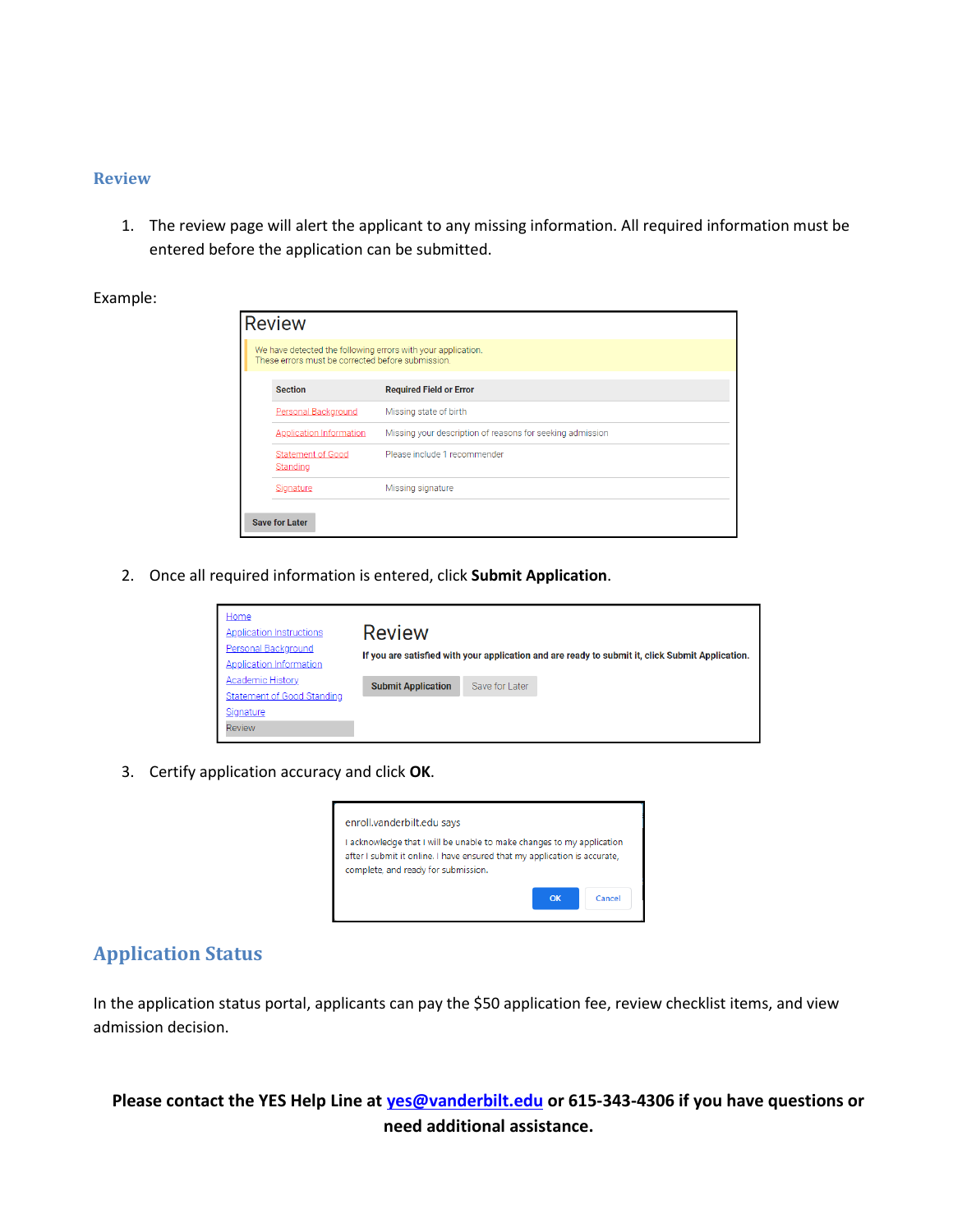## Review

1. The review page will alert the applicant to any missing information. All required information must be entered before the application can be submitted.

Example:

Review

We have detected the following errors with your application.
These errors must be corrected before submission.

| Section | Required Field or Error |
|---|---|
| Personal Background | Missing state of birth |
| Application Information | Missing your description of reasons for seeking admission |
| Statement of Good Standing | Please include 1 recommender |
| Signature | Missing signature |

Save for Later

2. Once all required information is entered, click **Submit Application**.

Home
Application Instructions
Personal Background
Application Information
Academic History
Statement of Good Standing
Signature
Review

Review

If you are satisfied with your application and are ready to submit it, click Submit Application.

Submit Application | Save for Later

3. Certify application accuracy and click **OK**.

enroll.vanderbilt.edu says

I acknowledge that I will be unable to make changes to my application after I submit it online. I have ensured that my application is accurate, complete, and ready for submission.

OK | Cancel

## Application Status

In the application status portal, applicants can pay the $50 application fee, review checklist items, and view admission decision.

**Please contact the YES Help Line at yes@vanderbilt.edu or 615-343-4306 if you have questions or need additional assistance.**